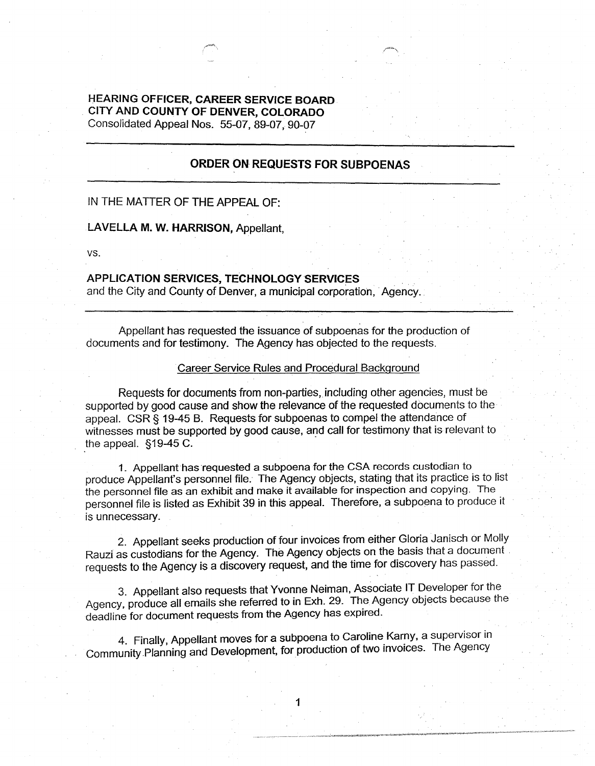**HEARING OFFICER, CAREER SERVICE BOARD**
**CITY AND COUNTY OF DENVER, COLORADO**
Consolidated Appeal Nos. 55-07, 89-07, 90-07

---

## ORDER ON REQUESTS FOR SUBPOENAS

---

IN THE MATTER OF THE APPEAL OF:

**LAVELLA M. W. HARRISON,** Appellant,

vs.

**APPLICATION SERVICES, TECHNOLOGY SERVICES**
and the City and County of Denver, a municipal corporation, Agency.

---

Appellant has requested the issuance of subpoenas for the production of documents and for testimony. The Agency has objected to the requests.

Career Service Rules and Procedural Background

Requests for documents from non-parties, including other agencies, must be supported by good cause and show the relevance of the requested documents to the appeal. CSR § 19-45 B. Requests for subpoenas to compel the attendance of witnesses must be supported by good cause, and call for testimony that is relevant to the appeal. §19-45 C.

1. Appellant has requested a subpoena for the CSA records custodian to produce Appellant's personnel file. The Agency objects, stating that its practice is to list the personnel file as an exhibit and make it available for inspection and copying. The personnel file is listed as Exhibit 39 in this appeal. Therefore, a subpoena to produce it is unnecessary.

2. Appellant seeks production of four invoices from either Gloria Janisch or Molly Rauzi as custodians for the Agency. The Agency objects on the basis that a document requests to the Agency is a discovery request, and the time for discovery has passed.

3. Appellant also requests that Yvonne Neiman, Associate IT Developer for the Agency, produce all emails she referred to in Exh. 29. The Agency objects because the deadline for document requests from the Agency has expired.

4. Finally, Appellant moves for a subpoena to Caroline Karny, a supervisor in Community Planning and Development, for production of two invoices. The Agency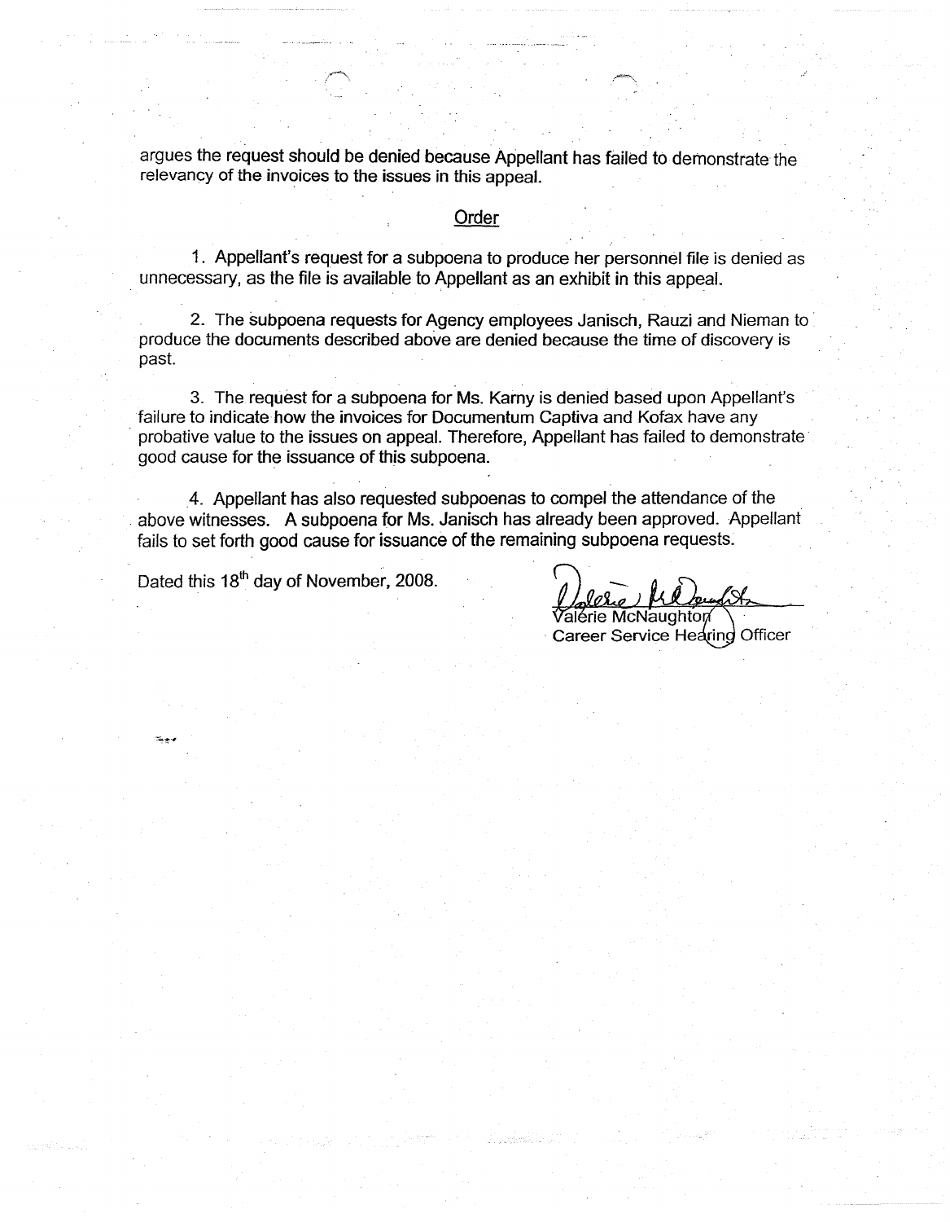argues the request should be denied because Appellant has failed to demonstrate the relevancy of the invoices to the issues in this appeal.

## Order

1. Appellant's request for a subpoena to produce her personnel file is denied as unnecessary, as the file is available to Appellant as an exhibit in this appeal.

2. The subpoena requests for Agency employees Janisch, Rauzi and Nieman to produce the documents described above are denied because the time of discovery is past.

3. The request for a subpoena for Ms. Karny is denied based upon Appellant's failure to indicate how the invoices for Documentum Captiva and Kofax have any probative value to the issues on appeal. Therefore, Appellant has failed to demonstrate good cause for the issuance of this subpoena.

4. Appellant has also requested subpoenas to compel the attendance of the above witnesses. A subpoena for Ms. Janisch has already been approved. Appellant fails to set forth good cause for issuance of the remaining subpoena requests.

Dated this 18th day of November, 2008.

Valerie McNaughton
Career Service Hearing Officer